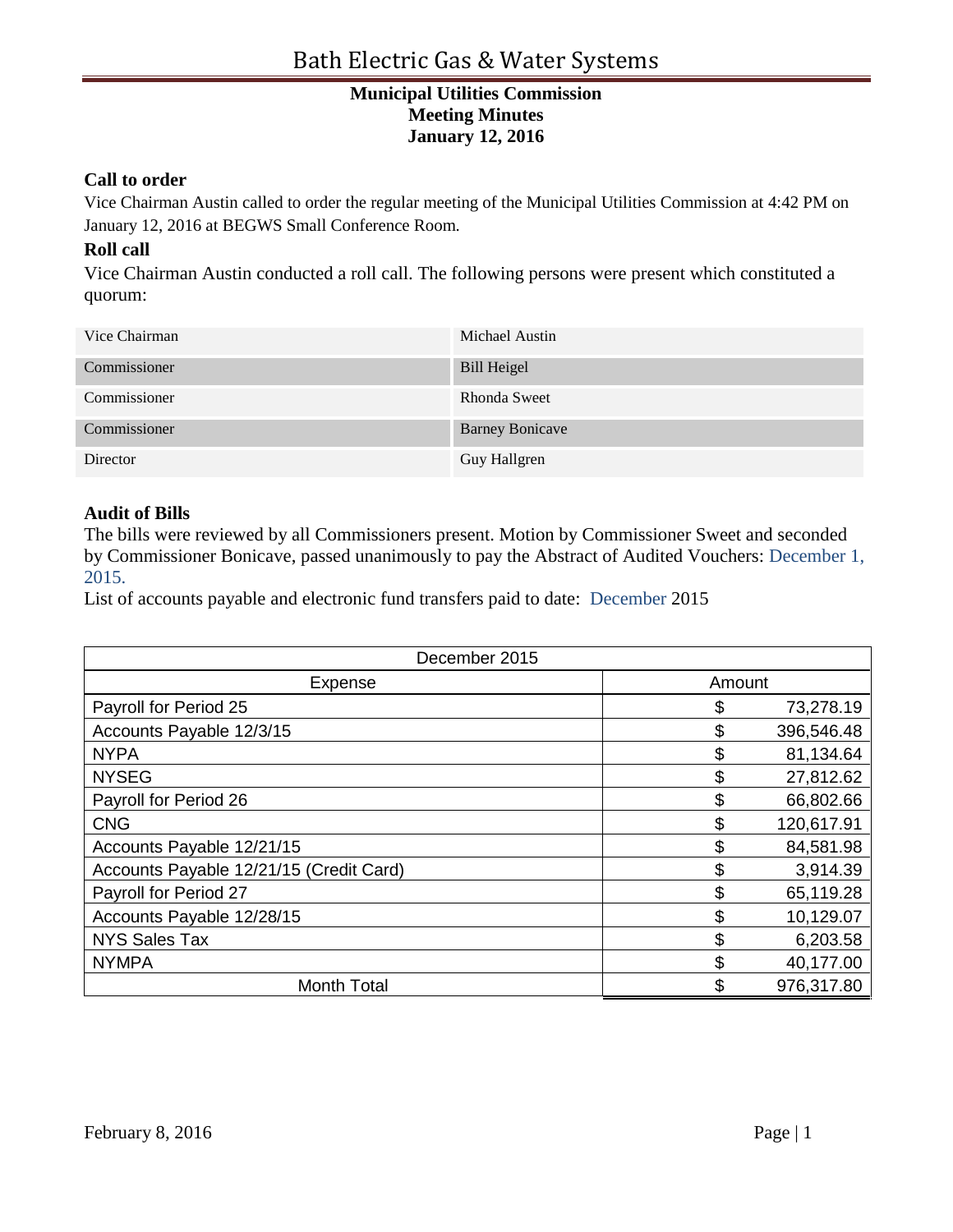# Bath Electric Gas & Water Systems

**Municipal Utilities Commission**
**Meeting Minutes**
**January 12, 2016**

### Call to order

Vice Chairman Austin called to order the regular meeting of the Municipal Utilities Commission at 4:42 PM on January 12, 2016 at BEGWS Small Conference Room.

### Roll call

Vice Chairman Austin conducted a roll call. The following persons were present which constituted a quorum:

| | |
|---|---|
| Vice Chairman | Michael Austin |
| Commissioner | Bill Heigel |
| Commissioner | Rhonda Sweet |
| Commissioner | Barney Bonicave |
| Director | Guy Hallgren |

### Audit of Bills

The bills were reviewed by all Commissioners present. Motion by Commissioner Sweet and seconded by Commissioner Bonicave, passed unanimously to pay the Abstract of Audited Vouchers: December 1, 2015.

List of accounts payable and electronic fund transfers paid to date: December 2015

| December 2015 | |
|---|---|
| Expense | Amount |
| Payroll for Period 25 | $ 73,278.19 |
| Accounts Payable 12/3/15 | $ 396,546.48 |
| NYPA | $ 81,134.64 |
| NYSEG | $ 27,812.62 |
| Payroll for Period 26 | $ 66,802.66 |
| CNG | $ 120,617.91 |
| Accounts Payable 12/21/15 | $ 84,581.98 |
| Accounts Payable 12/21/15 (Credit Card) | $ 3,914.39 |
| Payroll for Period 27 | $ 65,119.28 |
| Accounts Payable 12/28/15 | $ 10,129.07 |
| NYS Sales Tax | $ 6,203.58 |
| NYMPA | $ 40,177.00 |
| Month Total | $ 976,317.80 |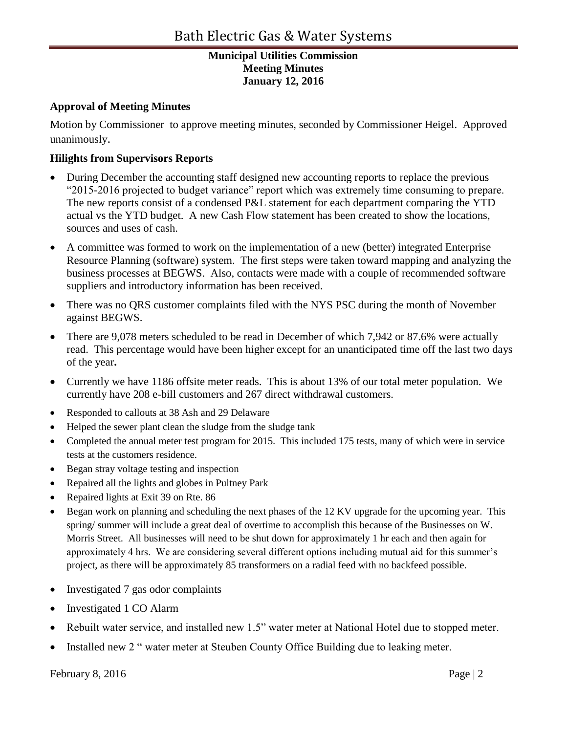**Municipal Utilities Commission**
**Meeting Minutes**
**January 12, 2016**

### Approval of Meeting Minutes

Motion by Commissioner  to approve meeting minutes, seconded by Commissioner Heigel.  Approved unanimously.

### Hilights from Supervisors Reports

- During December the accounting staff designed new accounting reports to replace the previous "2015-2016 projected to budget variance" report which was extremely time consuming to prepare. The new reports consist of a condensed P&L statement for each department comparing the YTD actual vs the YTD budget.  A new Cash Flow statement has been created to show the locations, sources and uses of cash.
- A committee was formed to work on the implementation of a new (better) integrated Enterprise Resource Planning (software) system.  The first steps were taken toward mapping and analyzing the business processes at BEGWS.  Also, contacts were made with a couple of recommended software suppliers and introductory information has been received.
- There was no QRS customer complaints filed with the NYS PSC during the month of November against BEGWS.
- There are 9,078 meters scheduled to be read in December of which 7,942 or 87.6% were actually read.  This percentage would have been higher except for an unanticipated time off the last two days of the year.
- Currently we have 1186 offsite meter reads.  This is about 13% of our total meter population.  We currently have 208 e-bill customers and 267 direct withdrawal customers.
- Responded to callouts at 38 Ash and 29 Delaware
- Helped the sewer plant clean the sludge from the sludge tank
- Completed the annual meter test program for 2015.  This included 175 tests, many of which were in service tests at the customers residence.
- Began stray voltage testing and inspection
- Repaired all the lights and globes in Pultney Park
- Repaired lights at Exit 39 on Rte. 86
- Began work on planning and scheduling the next phases of the 12 KV upgrade for the upcoming year.  This spring/ summer will include a great deal of overtime to accomplish this because of the Businesses on W. Morris Street.  All businesses will need to be shut down for approximately 1 hr each and then again for approximately 4 hrs.  We are considering several different options including mutual aid for this summer's project, as there will be approximately 85 transformers on a radial feed with no backfeed possible.
- Investigated 7 gas odor complaints
- Investigated 1 CO Alarm
- Rebuilt water service, and installed new 1.5" water meter at National Hotel due to stopped meter.
- Installed new 2 " water meter at Steuben County Office Building due to leaking meter.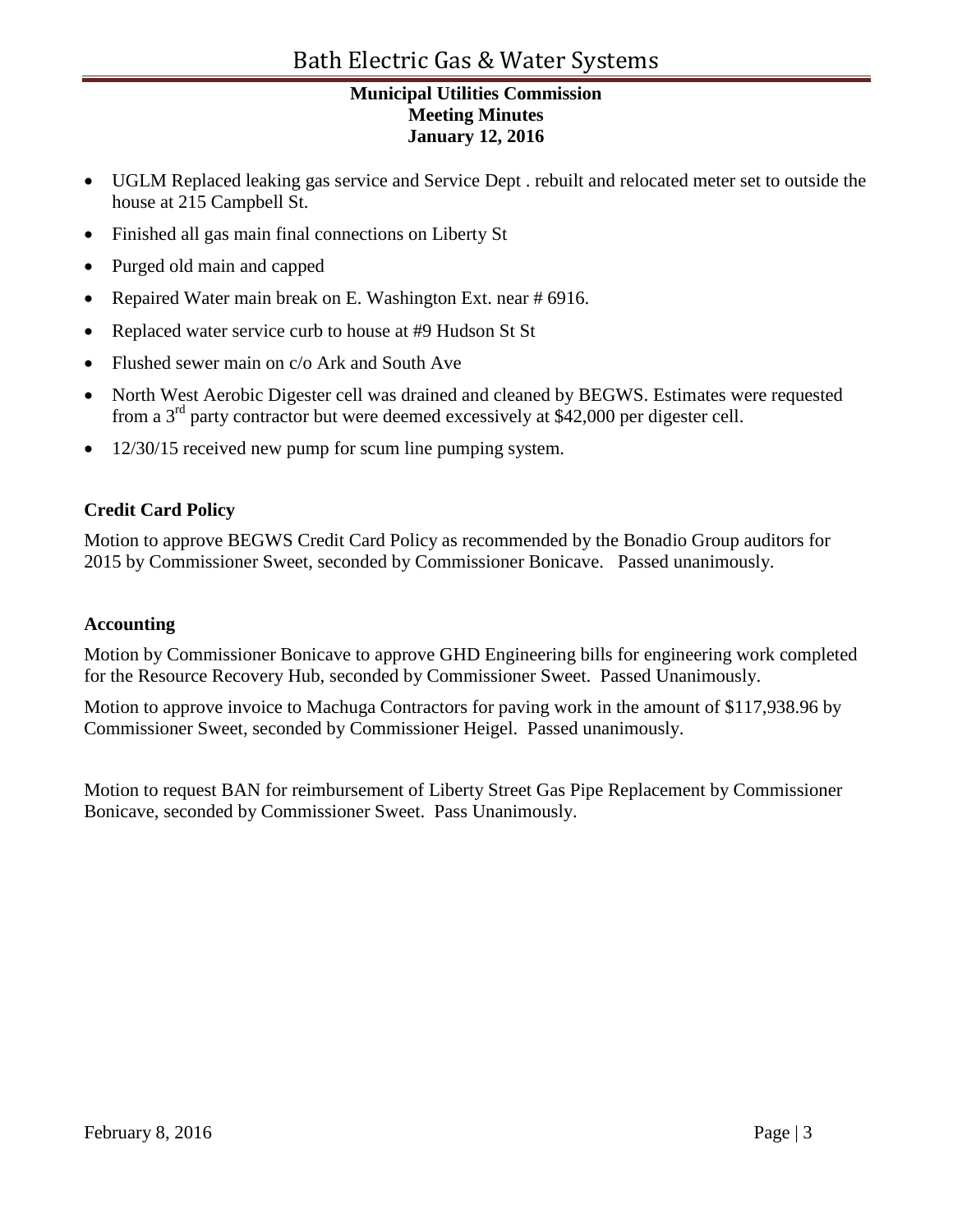- UGLM Replaced leaking gas service and Service Dept . rebuilt and relocated meter set to outside the house at 215 Campbell St.
- Finished all gas main final connections on Liberty St
- Purged old main and capped
- Repaired Water main break on E. Washington Ext. near # 6916.
- Replaced water service curb to house at #9 Hudson St St
- Flushed sewer main on c/o Ark and South Ave
- North West Aerobic Digester cell was drained and cleaned by BEGWS. Estimates were requested from a 3rd party contractor but were deemed excessively at $42,000 per digester cell.
- 12/30/15 received new pump for scum line pumping system.

### Credit Card Policy

Motion to approve BEGWS Credit Card Policy as recommended by the Bonadio Group auditors for 2015 by Commissioner Sweet, seconded by Commissioner Bonicave. Passed unanimously.

### Accounting

Motion by Commissioner Bonicave to approve GHD Engineering bills for engineering work completed for the Resource Recovery Hub, seconded by Commissioner Sweet. Passed Unanimously.

Motion to approve invoice to Machuga Contractors for paving work in the amount of $117,938.96 by Commissioner Sweet, seconded by Commissioner Heigel. Passed unanimously.

Motion to request BAN for reimbursement of Liberty Street Gas Pipe Replacement by Commissioner Bonicave, seconded by Commissioner Sweet. Pass Unanimously.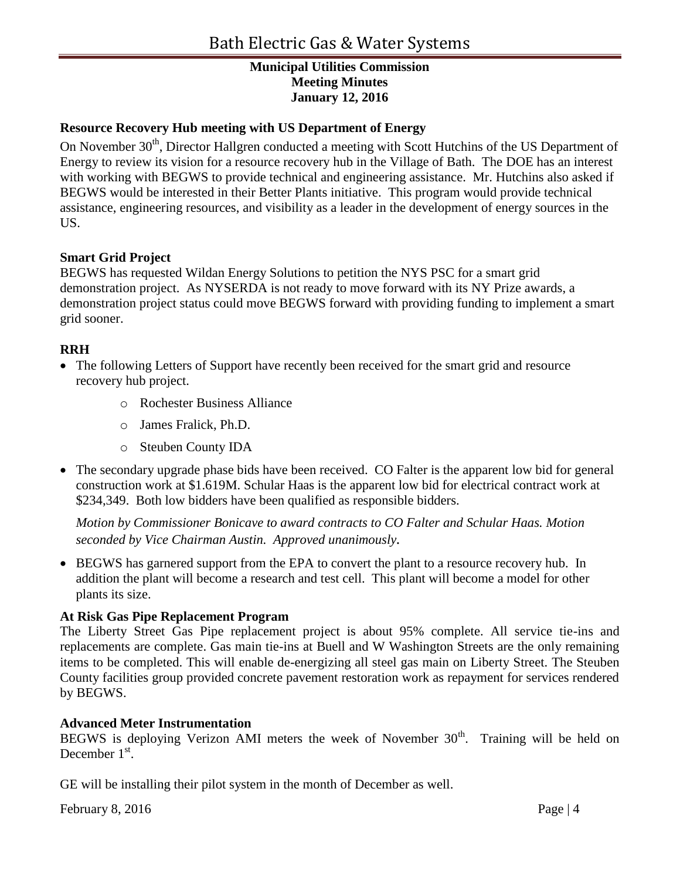**Municipal Utilities Commission**
**Meeting Minutes**
**January 12, 2016**

**Resource Recovery Hub meeting with US Department of Energy**

On November 30th, Director Hallgren conducted a meeting with Scott Hutchins of the US Department of Energy to review its vision for a resource recovery hub in the Village of Bath. The DOE has an interest with working with BEGWS to provide technical and engineering assistance. Mr. Hutchins also asked if BEGWS would be interested in their Better Plants initiative. This program would provide technical assistance, engineering resources, and visibility as a leader in the development of energy sources in the US.

**Smart Grid Project**

BEGWS has requested Wildan Energy Solutions to petition the NYS PSC for a smart grid demonstration project. As NYSERDA is not ready to move forward with its NY Prize awards, a demonstration project status could move BEGWS forward with providing funding to implement a smart grid sooner.

**RRH**

- The following Letters of Support have recently been received for the smart grid and resource recovery hub project.
  - Rochester Business Alliance
  - James Fralick, Ph.D.
  - Steuben County IDA
- The secondary upgrade phase bids have been received. CO Falter is the apparent low bid for general construction work at $1.619M. Schular Haas is the apparent low bid for electrical contract work at $234,349. Both low bidders have been qualified as responsible bidders.

  *Motion by Commissioner Bonicave to award contracts to CO Falter and Schular Haas. Motion seconded by Vice Chairman Austin. Approved unanimously.*

- BEGWS has garnered support from the EPA to convert the plant to a resource recovery hub. In addition the plant will become a research and test cell. This plant will become a model for other plants its size.

**At Risk Gas Pipe Replacement Program**

The Liberty Street Gas Pipe replacement project is about 95% complete. All service tie-ins and replacements are complete. Gas main tie-ins at Buell and W Washington Streets are the only remaining items to be completed. This will enable de-energizing all steel gas main on Liberty Street. The Steuben County facilities group provided concrete pavement restoration work as repayment for services rendered by BEGWS.

**Advanced Meter Instrumentation**

BEGWS is deploying Verizon AMI meters the week of November 30th. Training will be held on December 1st.

GE will be installing their pilot system in the month of December as well.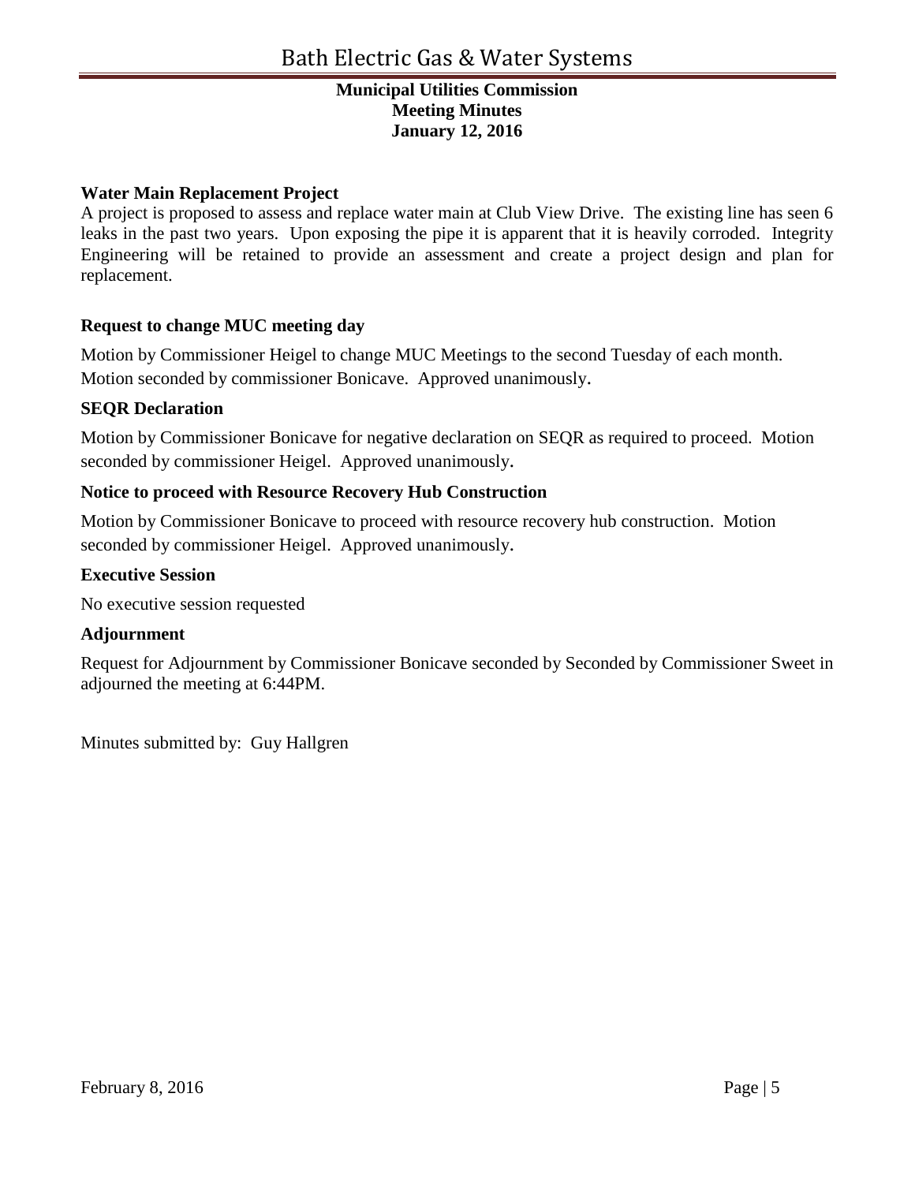**Municipal Utilities Commission**
**Meeting Minutes**
**January 12, 2016**

**Water Main Replacement Project**

A project is proposed to assess and replace water main at Club View Drive. The existing line has seen 6 leaks in the past two years. Upon exposing the pipe it is apparent that it is heavily corroded. Integrity Engineering will be retained to provide an assessment and create a project design and plan for replacement.

**Request to change MUC meeting day**

Motion by Commissioner Heigel to change MUC Meetings to the second Tuesday of each month. Motion seconded by commissioner Bonicave. Approved unanimously.

**SEQR Declaration**

Motion by Commissioner Bonicave for negative declaration on SEQR as required to proceed. Motion seconded by commissioner Heigel. Approved unanimously.

**Notice to proceed with Resource Recovery Hub Construction**

Motion by Commissioner Bonicave to proceed with resource recovery hub construction. Motion seconded by commissioner Heigel. Approved unanimously.

**Executive Session**

No executive session requested

**Adjournment**

Request for Adjournment by Commissioner Bonicave seconded by Seconded by Commissioner Sweet in adjourned the meeting at 6:44PM.

Minutes submitted by: Guy Hallgren